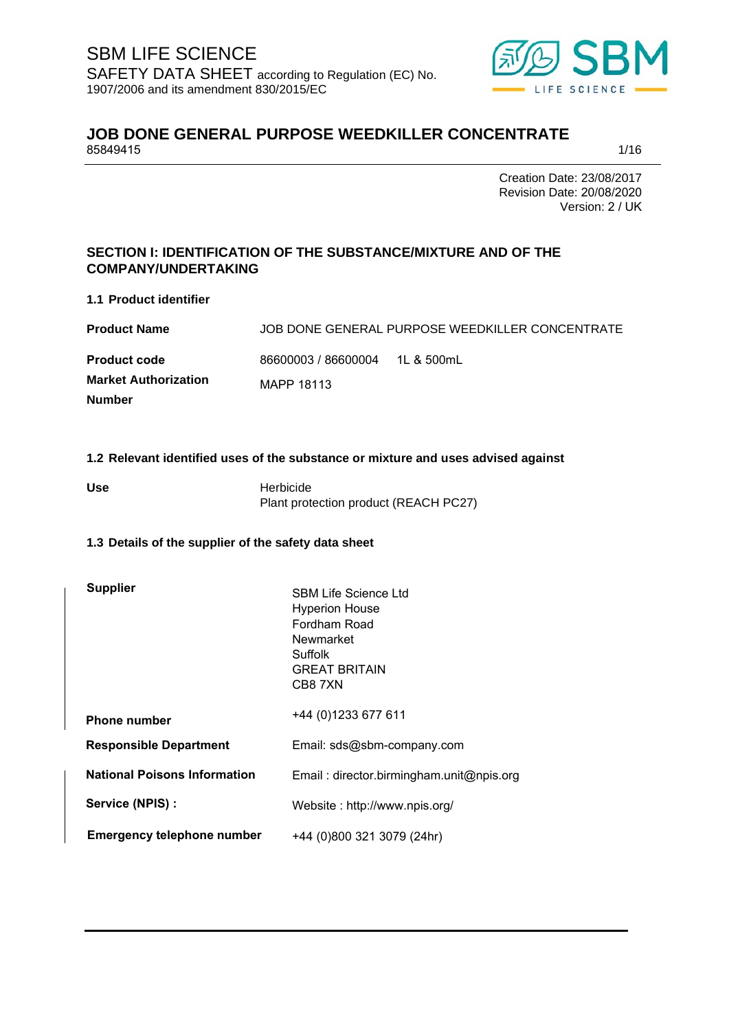SBM LIFE SCIENCE

SAFETY DATA SHEET according to Regulation (EC) No. 1907/2006 and its amendment 830/2015/EC

# JOB DONE GENERAL PURPOSE WEEDKILLER CONCENTRATE

85849415

Creation Date: 23/08/2017
Revision Date: 20/08/2020
Version: 2 / UK

## SECTION I: IDENTIFICATION OF THE SUBSTANCE/MIXTURE AND OF THE COMPANY/UNDERTAKING

### 1.1 Product identifier

| | |
|---|---|
| **Product Name** | JOB DONE GENERAL PURPOSE WEEDKILLER CONCENTRATE |
| **Product code** | 86600003 / 86600004 1L & 500mL |
| **Market Authorization Number** | MAPP 18113 |

### 1.2 Relevant identified uses of the substance or mixture and uses advised against

| | |
|---|---|
| **Use** | Herbicide<br>Plant protection product (REACH PC27) |

### 1.3 Details of the supplier of the safety data sheet

| | |
|---|---|
| **Supplier** | SBM Life Science Ltd<br>Hyperion House<br>Fordham Road<br>Newmarket<br>Suffolk<br>GREAT BRITAIN<br>CB8 7XN |
| **Phone number** | +44 (0)1233 677 611 |
| **Responsible Department** | Email: sds@sbm-company.com |
| **National Poisons Information Service (NPIS) :** | Email : director.birmingham.unit@npis.org<br>Website : http://www.npis.org/ |
| **Emergency telephone number** | +44 (0)800 321 3079 (24hr) |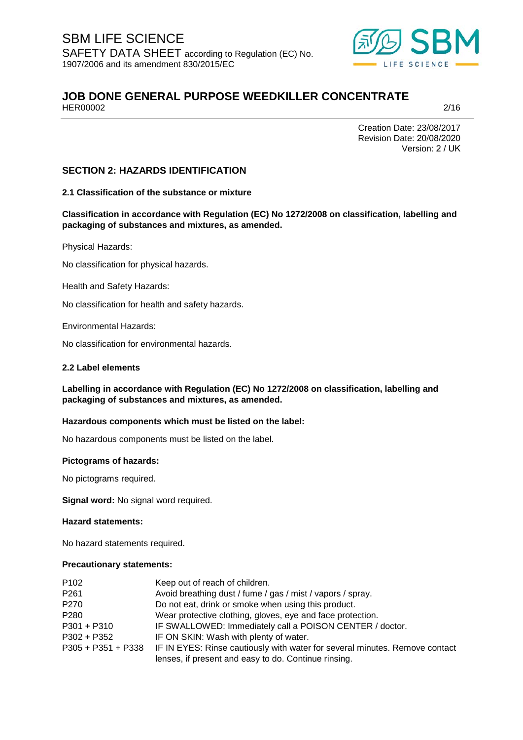Creation Date: 23/08/2017
Revision Date: 20/08/2020
Version: 2 / UK

## SECTION 2: HAZARDS IDENTIFICATION

### 2.1 Classification of the substance or mixture

**Classification in accordance with Regulation (EC) No 1272/2008 on classification, labelling and packaging of substances and mixtures, as amended.**

Physical Hazards:

No classification for physical hazards.

Health and Safety Hazards:

No classification for health and safety hazards.

Environmental Hazards:

No classification for environmental hazards.

### 2.2 Label elements

**Labelling in accordance with Regulation (EC) No 1272/2008 on classification, labelling and packaging of substances and mixtures, as amended.**

**Hazardous components which must be listed on the label:**

No hazardous components must be listed on the label.

**Pictograms of hazards:**

No pictograms required.

**Signal word:** No signal word required.

**Hazard statements:**

No hazard statements required.

**Precautionary statements:**

| | |
|---|---|
| P102 | Keep out of reach of children. |
| P261 | Avoid breathing dust / fume / gas / mist / vapors / spray. |
| P270 | Do not eat, drink or smoke when using this product. |
| P280 | Wear protective clothing, gloves, eye and face protection. |
| P301 + P310 | IF SWALLOWED: Immediately call a POISON CENTER / doctor. |
| P302 + P352 | IF ON SKIN: Wash with plenty of water. |
| P305 + P351 + P338 | IF IN EYES: Rinse cautiously with water for several minutes. Remove contact lenses, if present and easy to do. Continue rinsing. |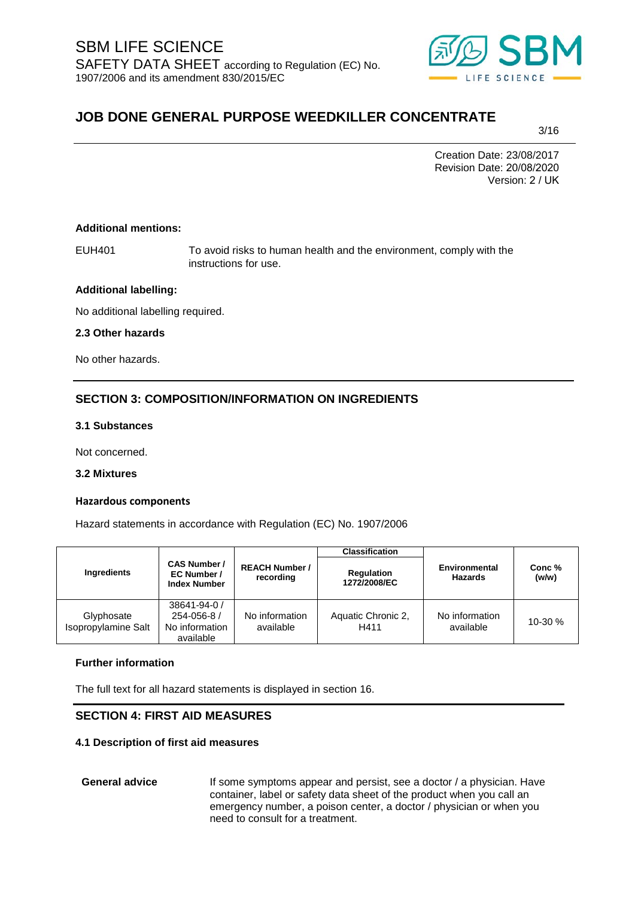**Additional mentions:**

EUH401 To avoid risks to human health and the environment, comply with the instructions for use.

**Additional labelling:**

No additional labelling required.

### 2.3 Other hazards

No other hazards.

## SECTION 3: COMPOSITION/INFORMATION ON INGREDIENTS

### 3.1 Substances

Not concerned.

### 3.2 Mixtures

**Hazardous components**

Hazard statements in accordance with Regulation (EC) No. 1907/2006

| Ingredients | CAS Number / EC Number / Index Number | REACH Number / recording | Classification | Environmental Hazards | Conc % (w/w) |
|---|---|---|---|---|---|
| | | | Regulation 1272/2008/EC | | |
| Glyphosate Isopropylamine Salt | 38641-94-0 / 254-056-8 / No information available | No information available | Aquatic Chronic 2, H411 | No information available | 10-30 % |

**Further information**

The full text for all hazard statements is displayed in section 16.

## SECTION 4: FIRST AID MEASURES

### 4.1 Description of first aid measures

**General advice** If some symptoms appear and persist, see a doctor / a physician. Have container, label or safety data sheet of the product when you call an emergency number, a poison center, a doctor / physician or when you need to consult for a treatment.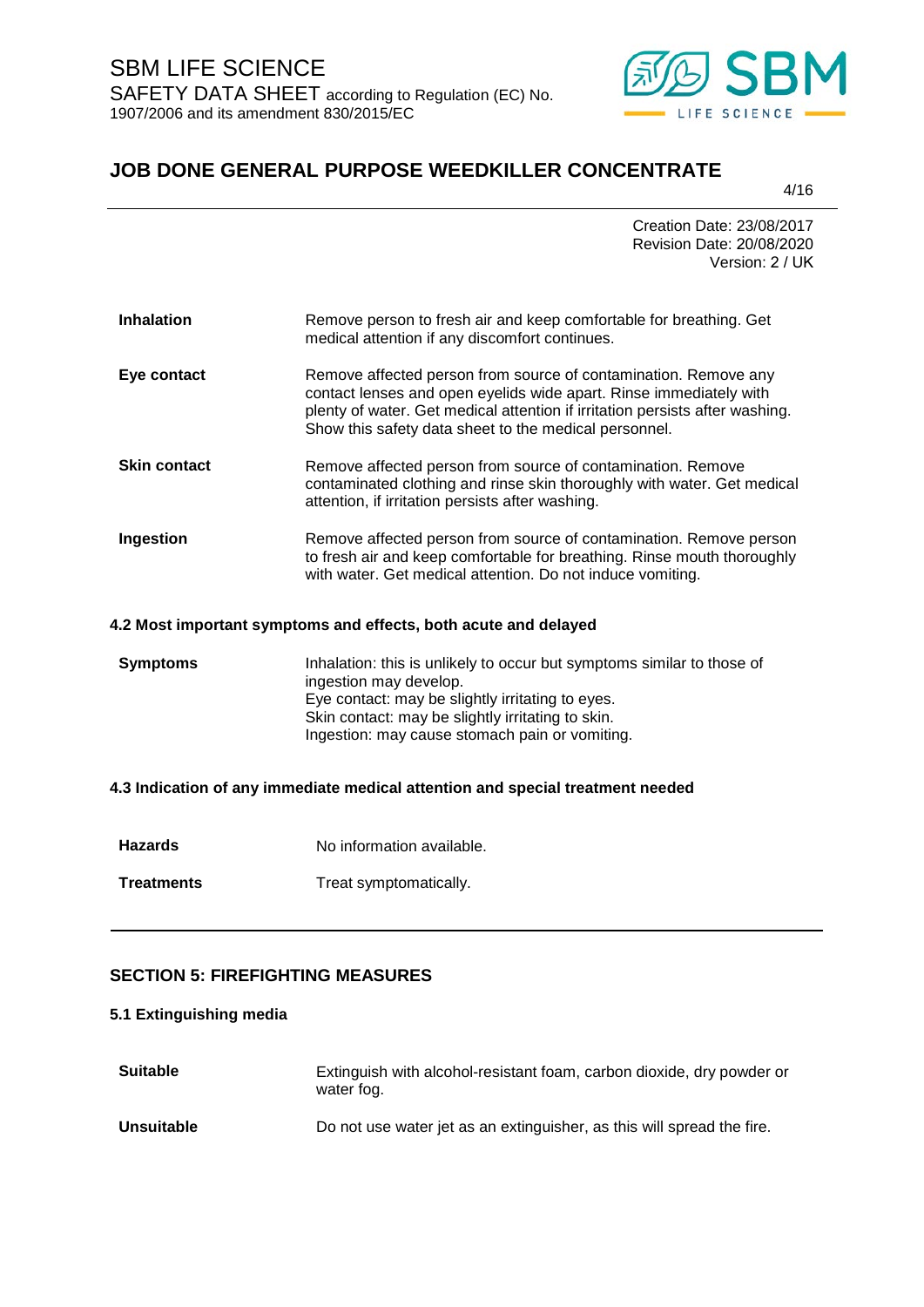| | |
|---|---|
| **Inhalation** | Remove person to fresh air and keep comfortable for breathing. Get medical attention if any discomfort continues. |
| **Eye contact** | Remove affected person from source of contamination. Remove any contact lenses and open eyelids wide apart. Rinse immediately with plenty of water. Get medical attention if irritation persists after washing. Show this safety data sheet to the medical personnel. |
| **Skin contact** | Remove affected person from source of contamination. Remove contaminated clothing and rinse skin thoroughly with water. Get medical attention, if irritation persists after washing. |
| **Ingestion** | Remove affected person from source of contamination. Remove person to fresh air and keep comfortable for breathing. Rinse mouth thoroughly with water. Get medical attention. Do not induce vomiting. |

### 4.2 Most important symptoms and effects, both acute and delayed

| | |
|---|---|
| **Symptoms** | Inhalation: this is unlikely to occur but symptoms similar to those of ingestion may develop.<br>Eye contact: may be slightly irritating to eyes.<br>Skin contact: may be slightly irritating to skin.<br>Ingestion: may cause stomach pain or vomiting. |

### 4.3 Indication of any immediate medical attention and special treatment needed

| | |
|---|---|
| **Hazards** | No information available. |
| **Treatments** | Treat symptomatically. |

## SECTION 5: FIREFIGHTING MEASURES

### 5.1 Extinguishing media

| | |
|---|---|
| **Suitable** | Extinguish with alcohol-resistant foam, carbon dioxide, dry powder or water fog. |
| **Unsuitable** | Do not use water jet as an extinguisher, as this will spread the fire. |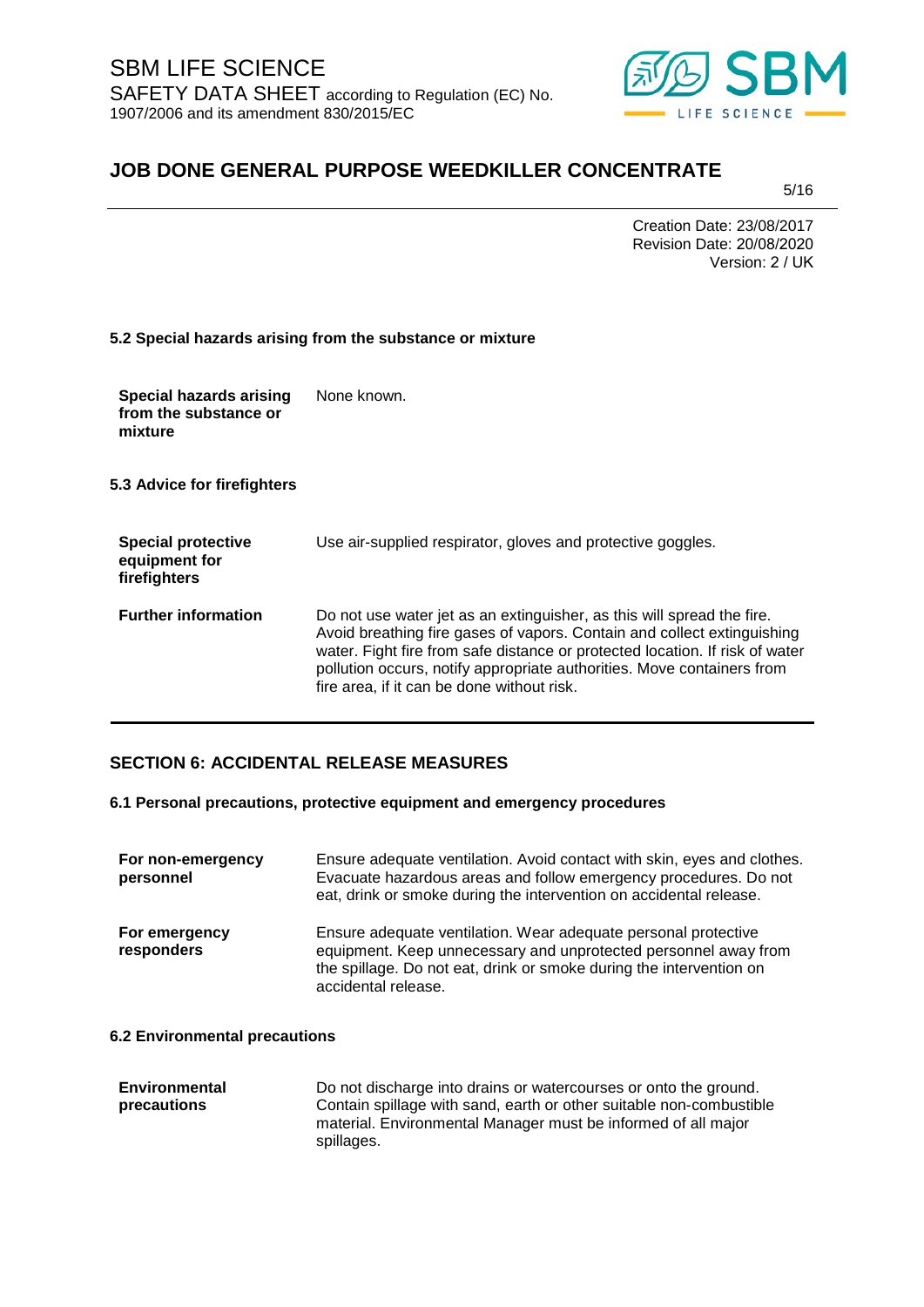#### 5.2 Special hazards arising from the substance or mixture

| | |
|---|---|
| **Special hazards arising from the substance or mixture** | None known. |

#### 5.3 Advice for firefighters

| | |
|---|---|
| **Special protective equipment for firefighters** | Use air-supplied respirator, gloves and protective goggles. |
| **Further information** | Do not use water jet as an extinguisher, as this will spread the fire. Avoid breathing fire gases of vapors. Contain and collect extinguishing water. Fight fire from safe distance or protected location. If risk of water pollution occurs, notify appropriate authorities. Move containers from fire area, if it can be done without risk. |

## SECTION 6: ACCIDENTAL RELEASE MEASURES

#### 6.1 Personal precautions, protective equipment and emergency procedures

| | |
|---|---|
| **For non-emergency personnel** | Ensure adequate ventilation. Avoid contact with skin, eyes and clothes. Evacuate hazardous areas and follow emergency procedures. Do not eat, drink or smoke during the intervention on accidental release. |
| **For emergency responders** | Ensure adequate ventilation. Wear adequate personal protective equipment. Keep unnecessary and unprotected personnel away from the spillage. Do not eat, drink or smoke during the intervention on accidental release. |

#### 6.2 Environmental precautions

| | |
|---|---|
| **Environmental precautions** | Do not discharge into drains or watercourses or onto the ground. Contain spillage with sand, earth or other suitable non-combustible material. Environmental Manager must be informed of all major spillages. |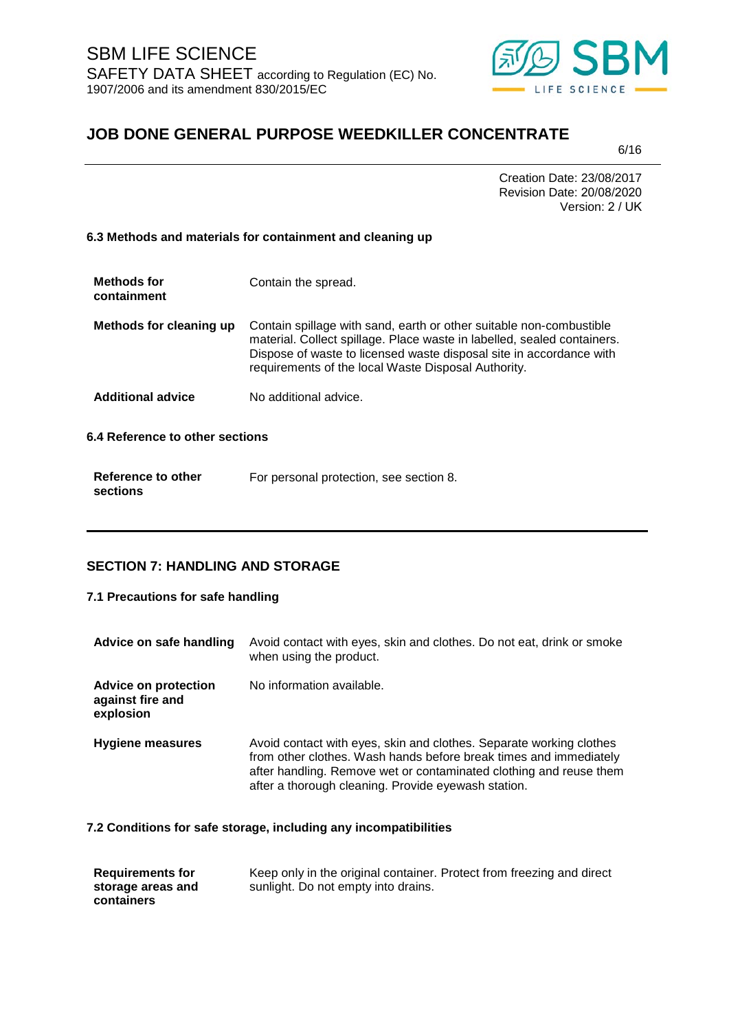### 6.3 Methods and materials for containment and cleaning up

| | |
|---|---|
| **Methods for containment** | Contain the spread. |
| **Methods for cleaning up** | Contain spillage with sand, earth or other suitable non-combustible material. Collect spillage. Place waste in labelled, sealed containers. Dispose of waste to licensed waste disposal site in accordance with requirements of the local Waste Disposal Authority. |
| **Additional advice** | No additional advice. |

### 6.4 Reference to other sections

| | |
|---|---|
| **Reference to other sections** | For personal protection, see section 8. |

## SECTION 7: HANDLING AND STORAGE

### 7.1 Precautions for safe handling

| | |
|---|---|
| **Advice on safe handling** | Avoid contact with eyes, skin and clothes. Do not eat, drink or smoke when using the product. |
| **Advice on protection against fire and explosion** | No information available. |
| **Hygiene measures** | Avoid contact with eyes, skin and clothes. Separate working clothes from other clothes. Wash hands before break times and immediately after handling. Remove wet or contaminated clothing and reuse them after a thorough cleaning. Provide eyewash station. |

### 7.2 Conditions for safe storage, including any incompatibilities

| | |
|---|---|
| **Requirements for storage areas and containers** | Keep only in the original container. Protect from freezing and direct sunlight. Do not empty into drains. |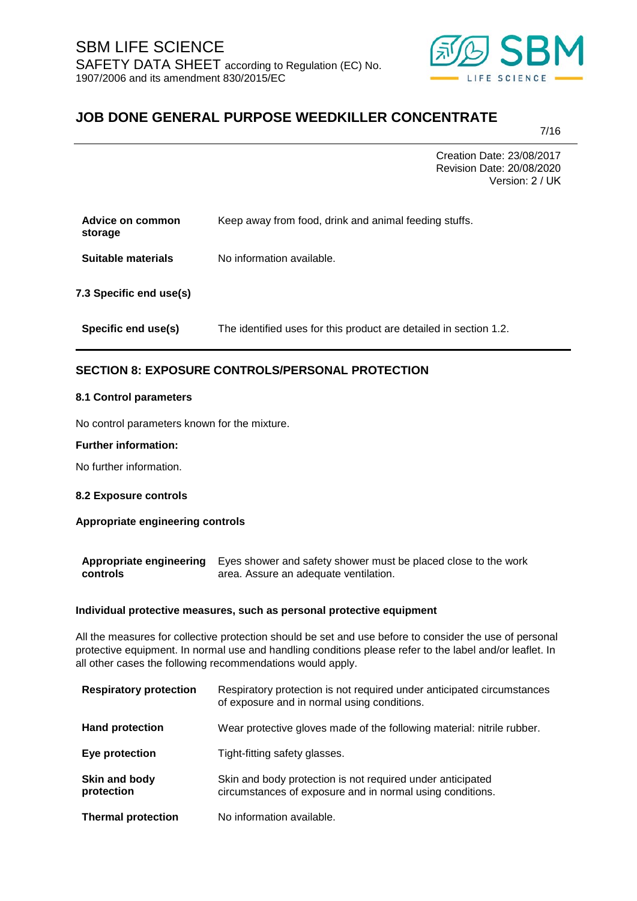| | |
|---|---|
| **Advice on common storage** | Keep away from food, drink and animal feeding stuffs. |
| **Suitable materials** | No information available. |

**7.3 Specific end use(s)**

| | |
|---|---|
| **Specific end use(s)** | The identified uses for this product are detailed in section 1.2. |

## SECTION 8: EXPOSURE CONTROLS/PERSONAL PROTECTION

### 8.1 Control parameters

No control parameters known for the mixture.

**Further information:**

No further information.

### 8.2 Exposure controls

**Appropriate engineering controls**

| | |
|---|---|
| **Appropriate engineering controls** | Eyes shower and safety shower must be placed close to the work area. Assure an adequate ventilation. |

**Individual protective measures, such as personal protective equipment**

All the measures for collective protection should be set and use before to consider the use of personal protective equipment. In normal use and handling conditions please refer to the label and/or leaflet. In all other cases the following recommendations would apply.

| | |
|---|---|
| **Respiratory protection** | Respiratory protection is not required under anticipated circumstances of exposure and in normal using conditions. |
| **Hand protection** | Wear protective gloves made of the following material: nitrile rubber. |
| **Eye protection** | Tight-fitting safety glasses. |
| **Skin and body protection** | Skin and body protection is not required under anticipated circumstances of exposure and in normal using conditions. |
| **Thermal protection** | No information available. |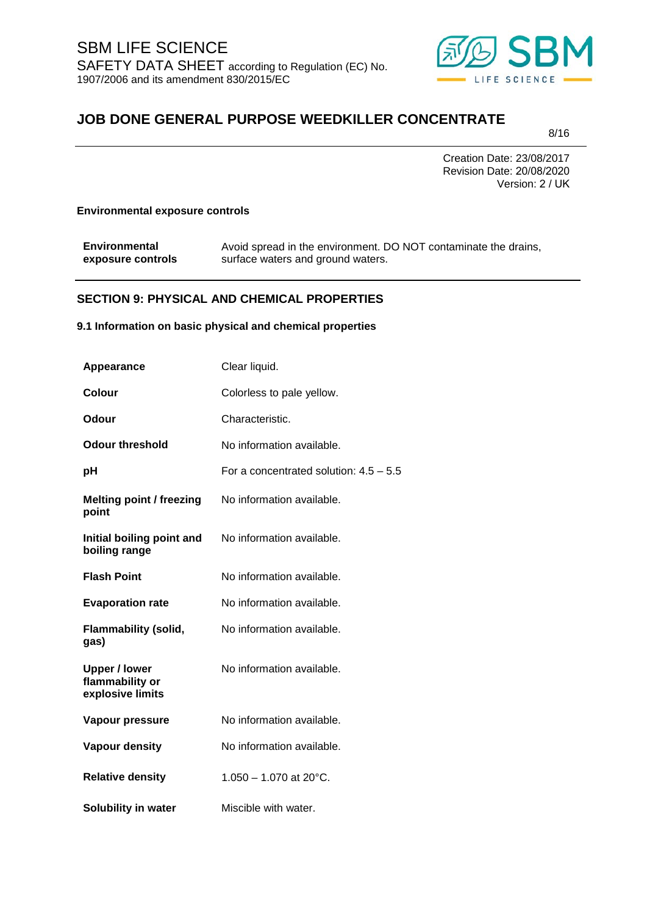**Environmental exposure controls**

| | |
|---|---|
| **Environmental exposure controls** | Avoid spread in the environment. DO NOT contaminate the drains, surface waters and ground waters. |

## SECTION 9: PHYSICAL AND CHEMICAL PROPERTIES

### 9.1 Information on basic physical and chemical properties

| | |
|---|---|
| **Appearance** | Clear liquid. |
| **Colour** | Colorless to pale yellow. |
| **Odour** | Characteristic. |
| **Odour threshold** | No information available. |
| **pH** | For a concentrated solution: 4.5 – 5.5 |
| **Melting point / freezing point** | No information available. |
| **Initial boiling point and boiling range** | No information available. |
| **Flash Point** | No information available. |
| **Evaporation rate** | No information available. |
| **Flammability (solid, gas)** | No information available. |
| **Upper / lower flammability or explosive limits** | No information available. |
| **Vapour pressure** | No information available. |
| **Vapour density** | No information available. |
| **Relative density** | 1.050 – 1.070 at 20°C. |
| **Solubility in water** | Miscible with water. |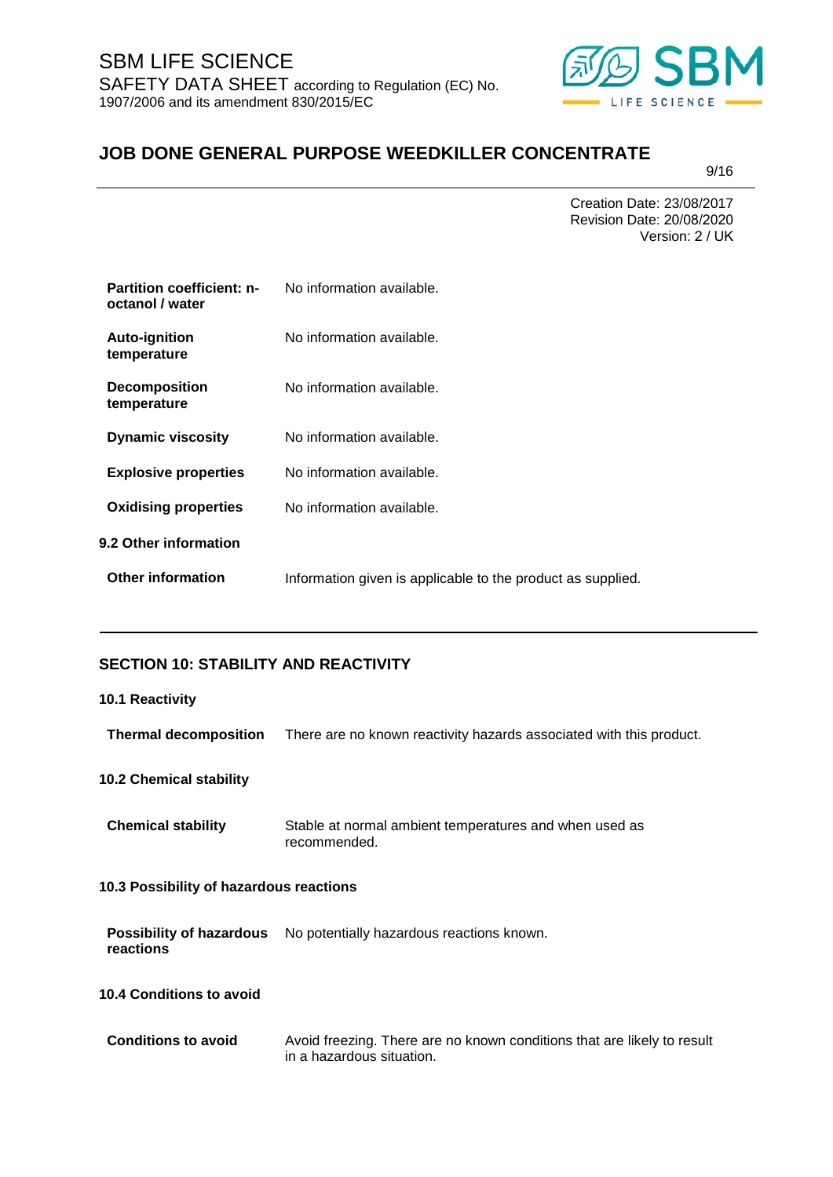| | |
|---|---|
| **Partition coefficient: n-octanol / water** | No information available. |
| **Auto-ignition temperature** | No information available. |
| **Decomposition temperature** | No information available. |
| **Dynamic viscosity** | No information available. |
| **Explosive properties** | No information available. |
| **Oxidising properties** | No information available. |

**9.2 Other information**

| | |
|---|---|
| **Other information** | Information given is applicable to the product as supplied. |

## SECTION 10: STABILITY AND REACTIVITY

**10.1 Reactivity**

| | |
|---|---|
| **Thermal decomposition** | There are no known reactivity hazards associated with this product. |

**10.2 Chemical stability**

| | |
|---|---|
| **Chemical stability** | Stable at normal ambient temperatures and when used as recommended. |

**10.3 Possibility of hazardous reactions**

| | |
|---|---|
| **Possibility of hazardous reactions** | No potentially hazardous reactions known. |

**10.4 Conditions to avoid**

| | |
|---|---|
| **Conditions to avoid** | Avoid freezing. There are no known conditions that are likely to result in a hazardous situation. |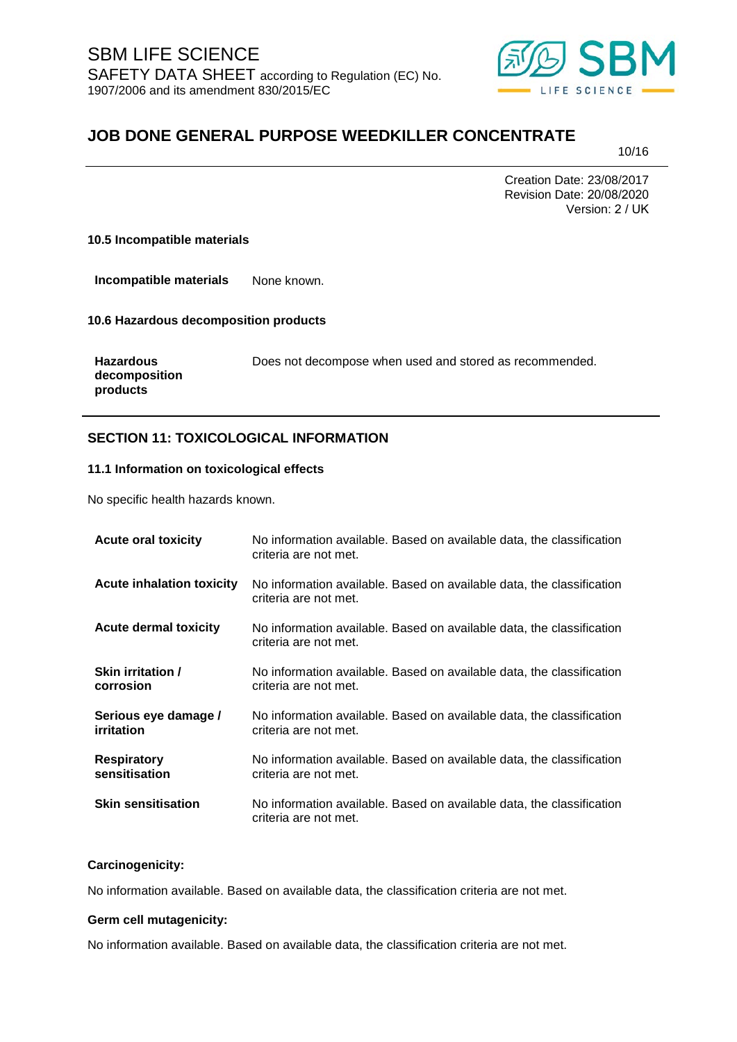### 10.5 Incompatible materials

| | |
|---|---|
| **Incompatible materials** | None known. |

### 10.6 Hazardous decomposition products

| | |
|---|---|
| **Hazardous decomposition products** | Does not decompose when used and stored as recommended. |

## SECTION 11: TOXICOLOGICAL INFORMATION

### 11.1 Information on toxicological effects

No specific health hazards known.

| | |
|---|---|
| **Acute oral toxicity** | No information available. Based on available data, the classification criteria are not met. |
| **Acute inhalation toxicity** | No information available. Based on available data, the classification criteria are not met. |
| **Acute dermal toxicity** | No information available. Based on available data, the classification criteria are not met. |
| **Skin irritation / corrosion** | No information available. Based on available data, the classification criteria are not met. |
| **Serious eye damage / irritation** | No information available. Based on available data, the classification criteria are not met. |
| **Respiratory sensitisation** | No information available. Based on available data, the classification criteria are not met. |
| **Skin sensitisation** | No information available. Based on available data, the classification criteria are not met. |

**Carcinogenicity:**

No information available. Based on available data, the classification criteria are not met.

**Germ cell mutagenicity:**

No information available. Based on available data, the classification criteria are not met.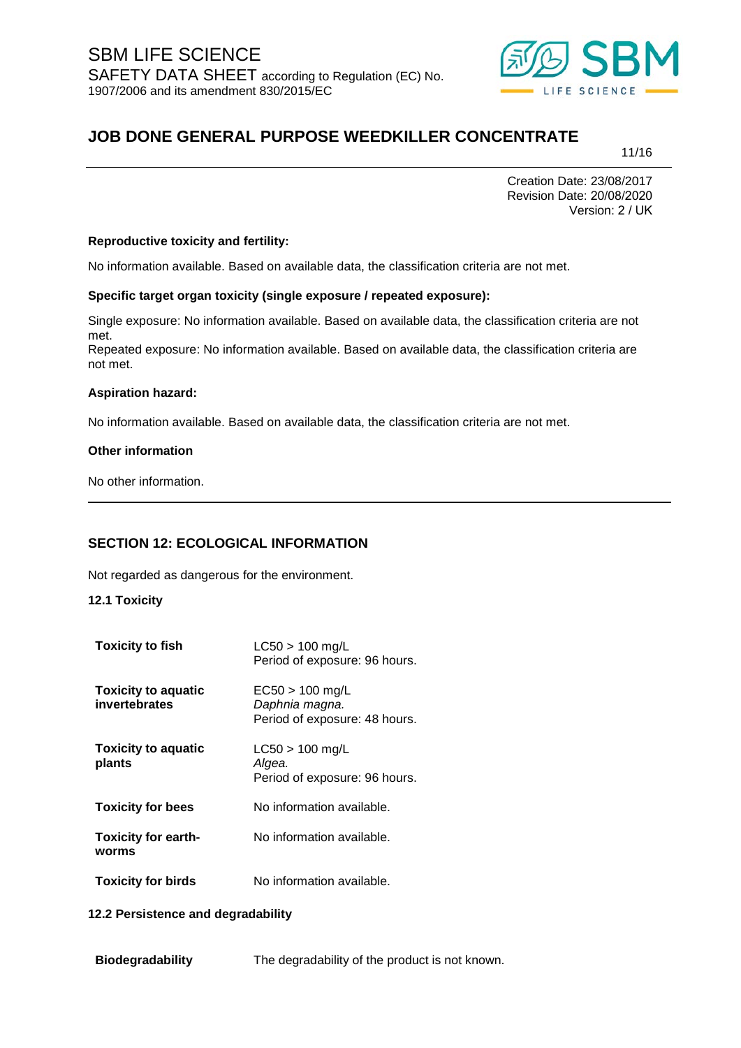**Reproductive toxicity and fertility:**

No information available. Based on available data, the classification criteria are not met.

**Specific target organ toxicity (single exposure / repeated exposure):**

Single exposure: No information available. Based on available data, the classification criteria are not met.
Repeated exposure: No information available. Based on available data, the classification criteria are not met.

**Aspiration hazard:**

No information available. Based on available data, the classification criteria are not met.

**Other information**

No other information.

---

## SECTION 12: ECOLOGICAL INFORMATION

Not regarded as dangerous for the environment.

### 12.1 Toxicity

| | |
|---|---|
| **Toxicity to fish** | LC50 > 100 mg/L<br>Period of exposure: 96 hours. |
| **Toxicity to aquatic invertebrates** | EC50 > 100 mg/L<br>*Daphnia magna.*<br>Period of exposure: 48 hours. |
| **Toxicity to aquatic plants** | LC50 > 100 mg/L<br>*Algea.*<br>Period of exposure: 96 hours. |
| **Toxicity for bees** | No information available. |
| **Toxicity for earth-worms** | No information available. |
| **Toxicity for birds** | No information available. |

### 12.2 Persistence and degradability

| | |
|---|---|
| **Biodegradability** | The degradability of the product is not known. |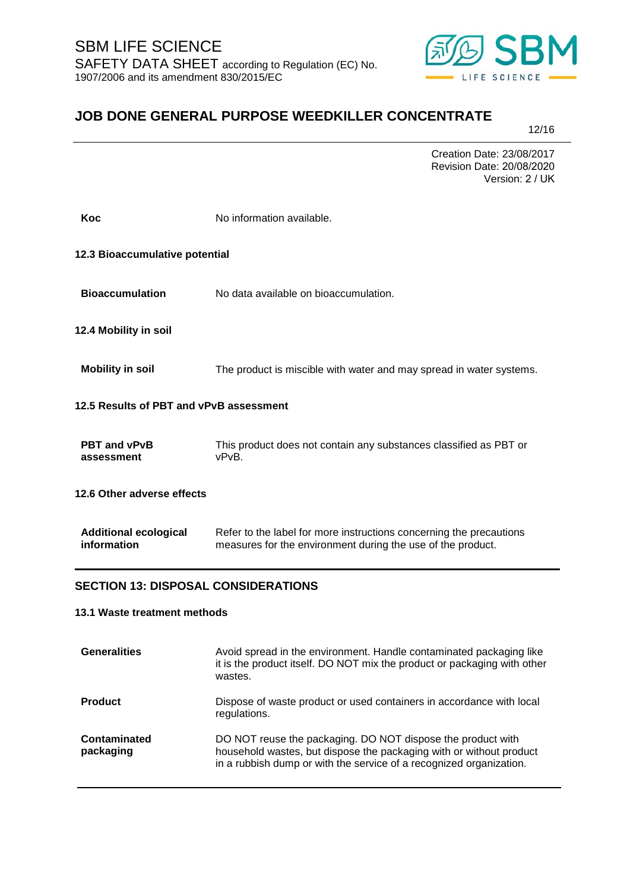| | |
|---|---|
| **Koc** | No information available. |

### 12.3 Bioaccumulative potential

| | |
|---|---|
| **Bioaccumulation** | No data available on bioaccumulation. |

### 12.4 Mobility in soil

| | |
|---|---|
| **Mobility in soil** | The product is miscible with water and may spread in water systems. |

### 12.5 Results of PBT and vPvB assessment

| | |
|---|---|
| **PBT and vPvB assessment** | This product does not contain any substances classified as PBT or vPvB. |

### 12.6 Other adverse effects

| | |
|---|---|
| **Additional ecological information** | Refer to the label for more instructions concerning the precautions measures for the environment during the use of the product. |

## SECTION 13: DISPOSAL CONSIDERATIONS

### 13.1 Waste treatment methods

| | |
|---|---|
| **Generalities** | Avoid spread in the environment. Handle contaminated packaging like it is the product itself. DO NOT mix the product or packaging with other wastes. |
| **Product** | Dispose of waste product or used containers in accordance with local regulations. |
| **Contaminated packaging** | DO NOT reuse the packaging. DO NOT dispose the product with household wastes, but dispose the packaging with or without product in a rubbish dump or with the service of a recognized organization. |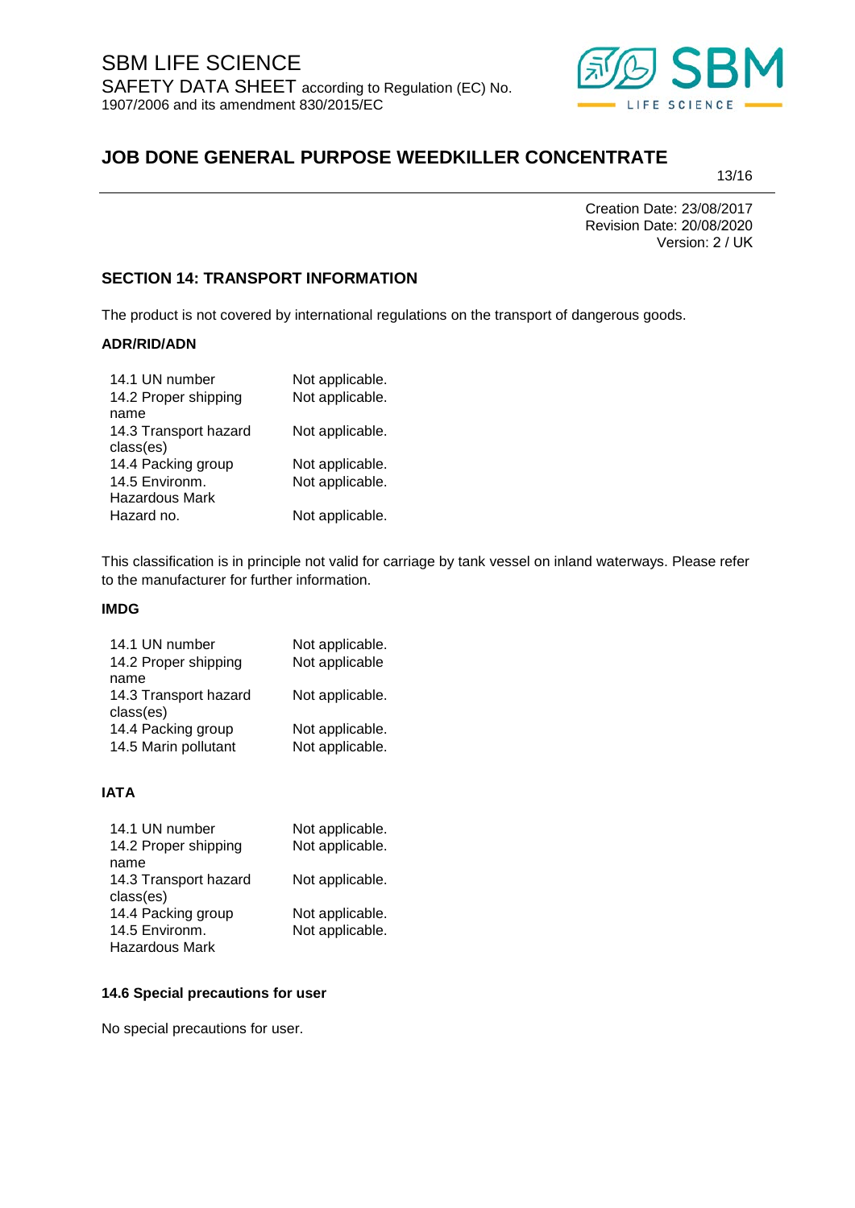## SECTION 14: TRANSPORT INFORMATION

The product is not covered by international regulations on the transport of dangerous goods.

### ADR/RID/ADN

| | |
|---|---|
| 14.1 UN number | Not applicable. |
| 14.2 Proper shipping name | Not applicable. |
| 14.3 Transport hazard class(es) | Not applicable. |
| 14.4 Packing group | Not applicable. |
| 14.5 Environm. Hazardous Mark | Not applicable. |
| Hazard no. | Not applicable. |

This classification is in principle not valid for carriage by tank vessel on inland waterways. Please refer to the manufacturer for further information.

### IMDG

| | |
|---|---|
| 14.1 UN number | Not applicable. |
| 14.2 Proper shipping name | Not applicable |
| 14.3 Transport hazard class(es) | Not applicable. |
| 14.4 Packing group | Not applicable. |
| 14.5 Marin pollutant | Not applicable. |

### IATA

| | |
|---|---|
| 14.1 UN number | Not applicable. |
| 14.2 Proper shipping name | Not applicable. |
| 14.3 Transport hazard class(es) | Not applicable. |
| 14.4 Packing group | Not applicable. |
| 14.5 Environm. Hazardous Mark | Not applicable. |

### 14.6 Special precautions for user

No special precautions for user.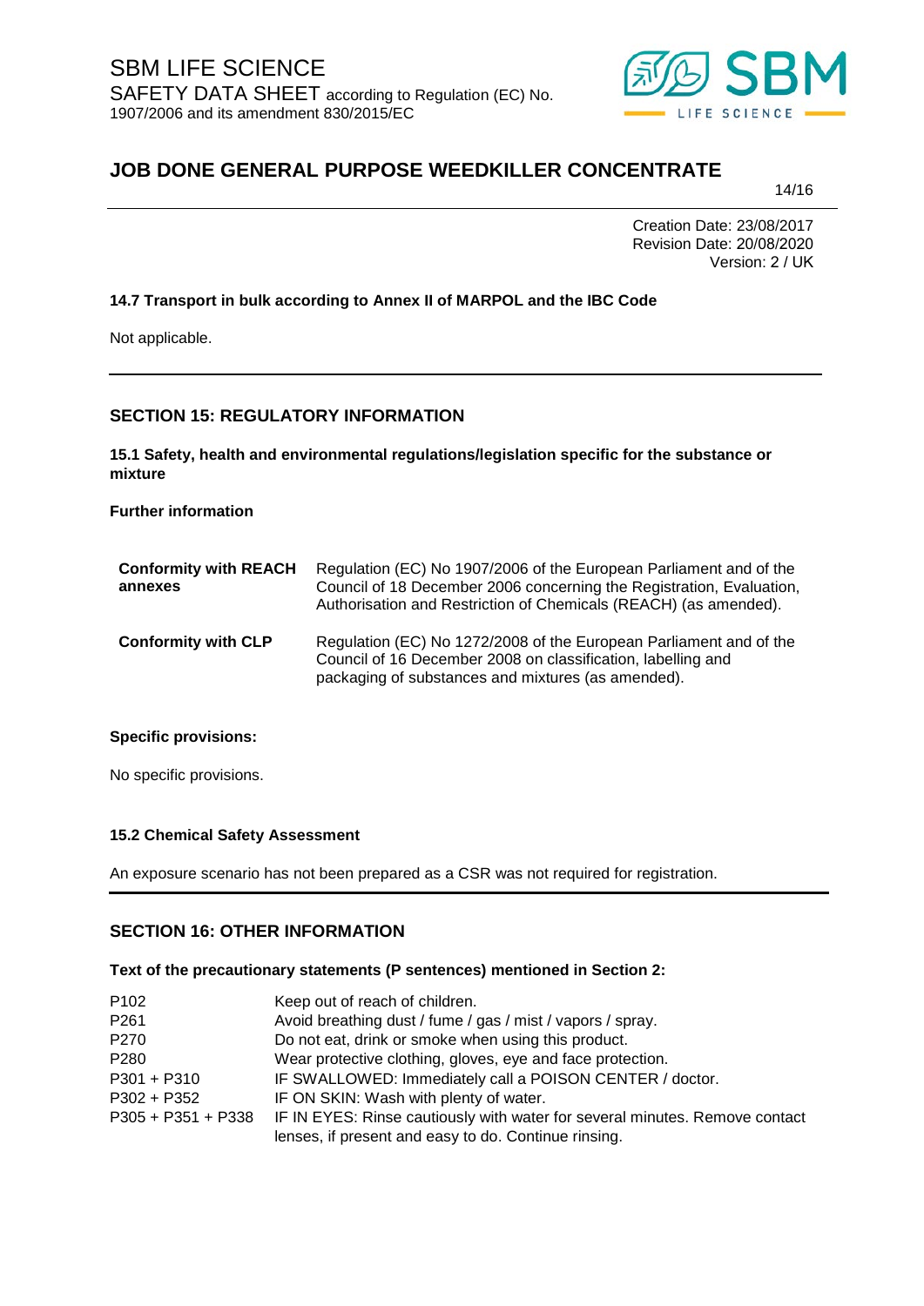Creation Date: 23/08/2017
Revision Date: 20/08/2020
Version: 2 / UK

### 14.7 Transport in bulk according to Annex II of MARPOL and the IBC Code

Not applicable.

## SECTION 15: REGULATORY INFORMATION

### 15.1 Safety, health and environmental regulations/legislation specific for the substance or mixture

**Further information**

| | |
|---|---|
| **Conformity with REACH annexes** | Regulation (EC) No 1907/2006 of the European Parliament and of the Council of 18 December 2006 concerning the Registration, Evaluation, Authorisation and Restriction of Chemicals (REACH) (as amended). |
| **Conformity with CLP** | Regulation (EC) No 1272/2008 of the European Parliament and of the Council of 16 December 2008 on classification, labelling and packaging of substances and mixtures (as amended). |

**Specific provisions:**

No specific provisions.

### 15.2 Chemical Safety Assessment

An exposure scenario has not been prepared as a CSR was not required for registration.

## SECTION 16: OTHER INFORMATION

**Text of the precautionary statements (P sentences) mentioned in Section 2:**

| | |
|---|---|
| P102 | Keep out of reach of children. |
| P261 | Avoid breathing dust / fume / gas / mist / vapors / spray. |
| P270 | Do not eat, drink or smoke when using this product. |
| P280 | Wear protective clothing, gloves, eye and face protection. |
| P301 + P310 | IF SWALLOWED: Immediately call a POISON CENTER / doctor. |
| P302 + P352 | IF ON SKIN: Wash with plenty of water. |
| P305 + P351 + P338 | IF IN EYES: Rinse cautiously with water for several minutes. Remove contact lenses, if present and easy to do. Continue rinsing. |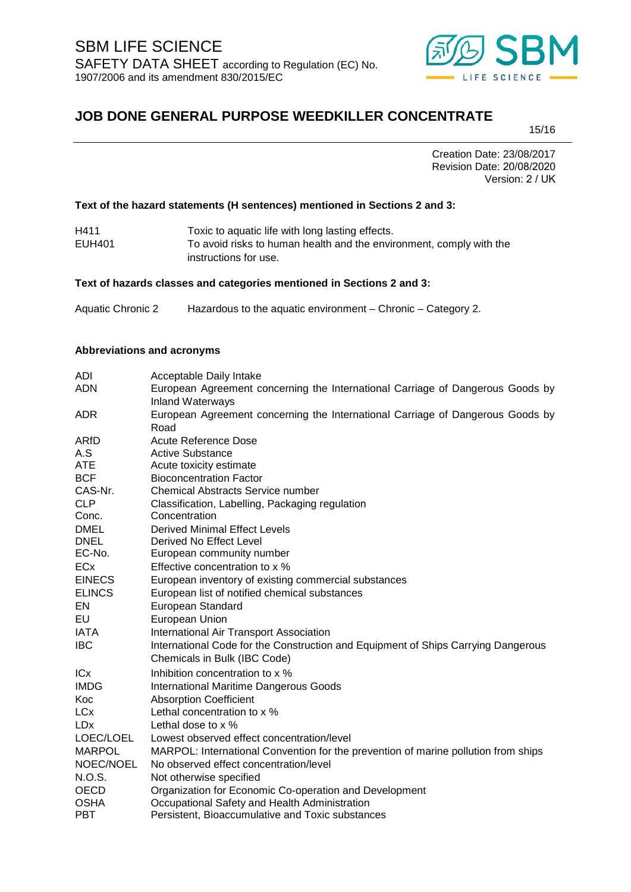**Text of the hazard statements (H sentences) mentioned in Sections 2 and 3:**

| | |
|---|---|
| H411 | Toxic to aquatic life with long lasting effects. |
| EUH401 | To avoid risks to human health and the environment, comply with the instructions for use. |

**Text of hazards classes and categories mentioned in Sections 2 and 3:**

| | |
|---|---|
| Aquatic Chronic 2 | Hazardous to the aquatic environment – Chronic – Category 2. |

**Abbreviations and acronyms**

| | |
|---|---|
| ADI | Acceptable Daily Intake |
| ADN | European Agreement concerning the International Carriage of Dangerous Goods by Inland Waterways |
| ADR | European Agreement concerning the International Carriage of Dangerous Goods by Road |
| ARfD | Acute Reference Dose |
| A.S | Active Substance |
| ATE | Acute toxicity estimate |
| BCF | Bioconcentration Factor |
| CAS-Nr. | Chemical Abstracts Service number |
| CLP | Classification, Labelling, Packaging regulation |
| Conc. | Concentration |
| DMEL | Derived Minimal Effect Levels |
| DNEL | Derived No Effect Level |
| EC-No. | European community number |
| ECx | Effective concentration to x % |
| EINECS | European inventory of existing commercial substances |
| ELINCS | European list of notified chemical substances |
| EN | European Standard |
| EU | European Union |
| IATA | International Air Transport Association |
| IBC | International Code for the Construction and Equipment of Ships Carrying Dangerous Chemicals in Bulk (IBC Code) |
| ICx | Inhibition concentration to x % |
| IMDG | International Maritime Dangerous Goods |
| Koc | Absorption Coefficient |
| LCx | Lethal concentration to x % |
| LDx | Lethal dose to x % |
| LOEC/LOEL | Lowest observed effect concentration/level |
| MARPOL | MARPOL: International Convention for the prevention of marine pollution from ships |
| NOEC/NOEL | No observed effect concentration/level |
| N.O.S. | Not otherwise specified |
| OECD | Organization for Economic Co-operation and Development |
| OSHA | Occupational Safety and Health Administration |
| PBT | Persistent, Bioaccumulative and Toxic substances |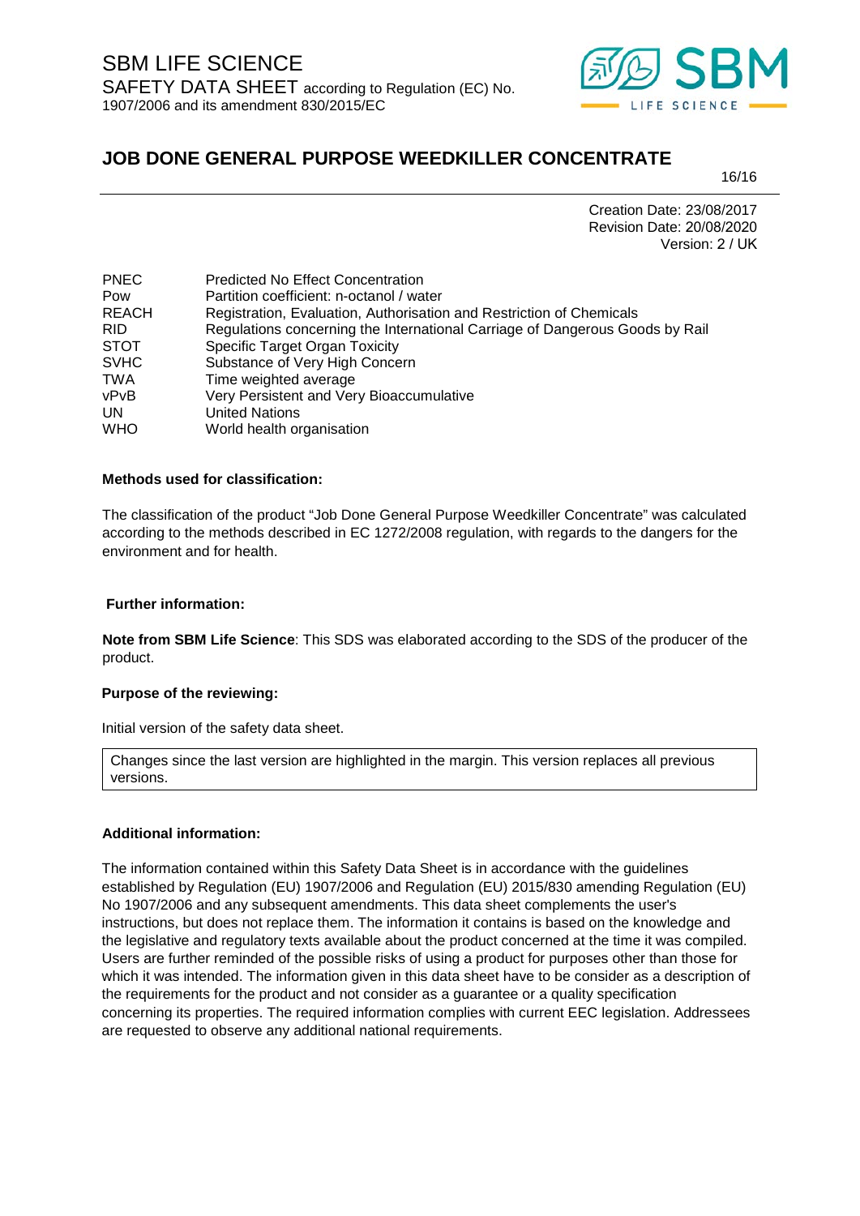Creation Date: 23/08/2017
Revision Date: 20/08/2020
Version: 2 / UK

| | |
|---|---|
| PNEC | Predicted No Effect Concentration |
| Pow | Partition coefficient: n-octanol / water |
| REACH | Registration, Evaluation, Authorisation and Restriction of Chemicals |
| RID | Regulations concerning the International Carriage of Dangerous Goods by Rail |
| STOT | Specific Target Organ Toxicity |
| SVHC | Substance of Very High Concern |
| TWA | Time weighted average |
| vPvB | Very Persistent and Very Bioaccumulative |
| UN | United Nations |
| WHO | World health organisation |

**Methods used for classification:**

The classification of the product "Job Done General Purpose Weedkiller Concentrate" was calculated according to the methods described in EC 1272/2008 regulation, with regards to the dangers for the environment and for health.

**Further information:**

**Note from SBM Life Science**: This SDS was elaborated according to the SDS of the producer of the product.

**Purpose of the reviewing:**

Initial version of the safety data sheet.

Changes since the last version are highlighted in the margin. This version replaces all previous versions.

**Additional information:**

The information contained within this Safety Data Sheet is in accordance with the guidelines established by Regulation (EU) 1907/2006 and Regulation (EU) 2015/830 amending Regulation (EU) No 1907/2006 and any subsequent amendments. This data sheet complements the user's instructions, but does not replace them. The information it contains is based on the knowledge and the legislative and regulatory texts available about the product concerned at the time it was compiled. Users are further reminded of the possible risks of using a product for purposes other than those for which it was intended. The information given in this data sheet have to be consider as a description of the requirements for the product and not consider as a guarantee or a quality specification concerning its properties. The required information complies with current EEC legislation. Addressees are requested to observe any additional national requirements.